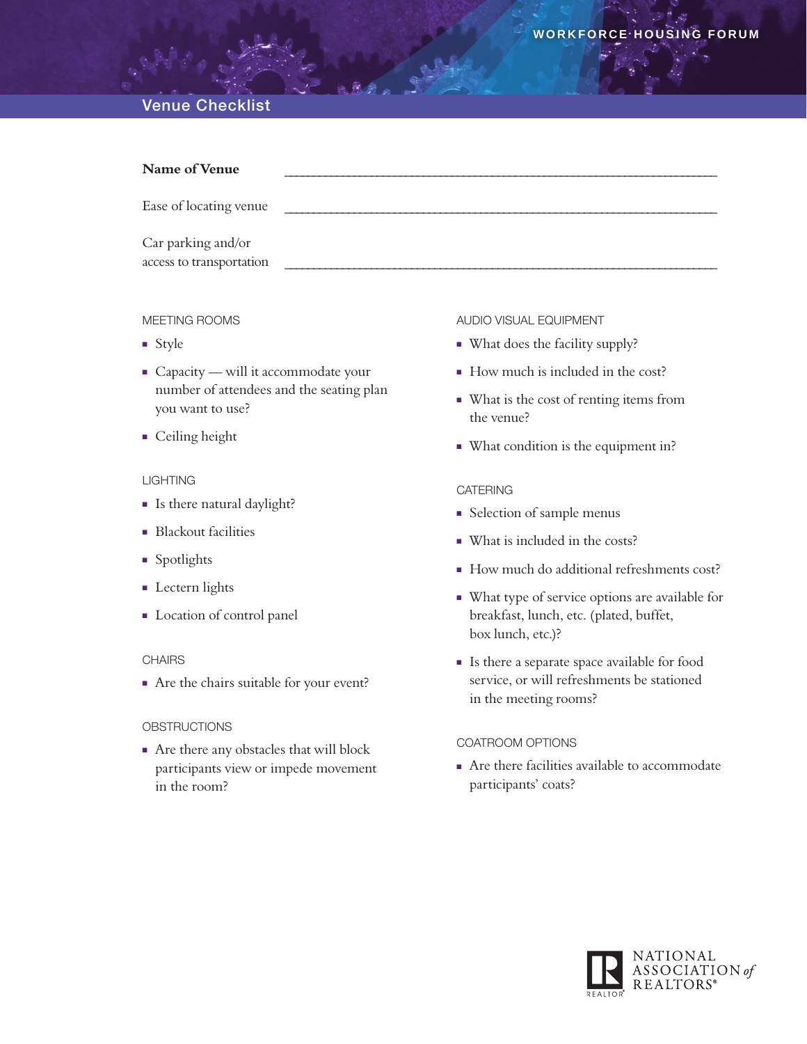WORKFORCE HOUSING FORUM

# Venue Checklist

**Name of Venue** ______________________________________________

Ease of locating venue ______________________________________________

Car parking and/or access to transportation ______________________________________________

## MEETING ROOMS

- Style
- Capacity — will it accommodate your number of attendees and the seating plan you want to use?
- Ceiling height

## LIGHTING

- Is there natural daylight?
- Blackout facilities
- Spotlights
- Lectern lights
- Location of control panel

## CHAIRS

- Are the chairs suitable for your event?

## OBSTRUCTIONS

- Are there any obstacles that will block participants view or impede movement in the room?

## AUDIO VISUAL EQUIPMENT

- What does the facility supply?
- How much is included in the cost?
- What is the cost of renting items from the venue?
- What condition is the equipment in?

## CATERING

- Selection of sample menus
- What is included in the costs?
- How much do additional refreshments cost?
- What type of service options are available for breakfast, lunch, etc. (plated, buffet, box lunch, etc.)?
- Is there a separate space available for food service, or will refreshments be stationed in the meeting rooms?

## COATROOM OPTIONS

- Are there facilities available to accommodate participants' coats?

NATIONAL ASSOCIATION *of* REALTORS®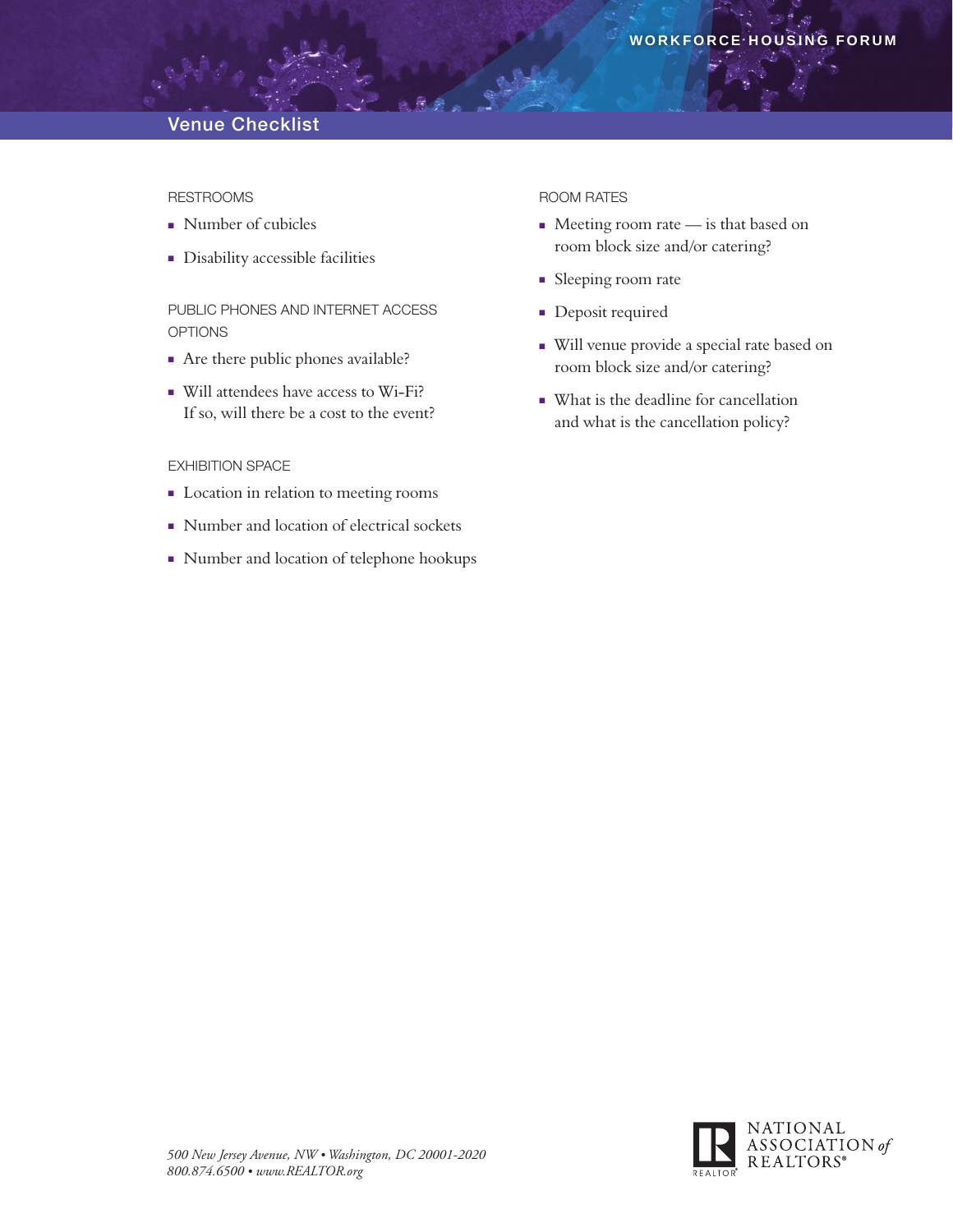## Venue Checklist

### RESTROOMS

- Number of cubicles
- Disability accessible facilities

### PUBLIC PHONES AND INTERNET ACCESS OPTIONS

- Are there public phones available?
- Will attendees have access to Wi-Fi? If so, will there be a cost to the event?

### EXHIBITION SPACE

- Location in relation to meeting rooms
- Number and location of electrical sockets
- Number and location of telephone hookups

### ROOM RATES

- Meeting room rate — is that based on room block size and/or catering?
- Sleeping room rate
- Deposit required
- Will venue provide a special rate based on room block size and/or catering?
- What is the deadline for cancellation and what is the cancellation policy?

*500 New Jersey Avenue, NW • Washington, DC 20001-2020*
*800.874.6500 • www.REALTOR.org*

NATIONAL ASSOCIATION *of* REALTORS®